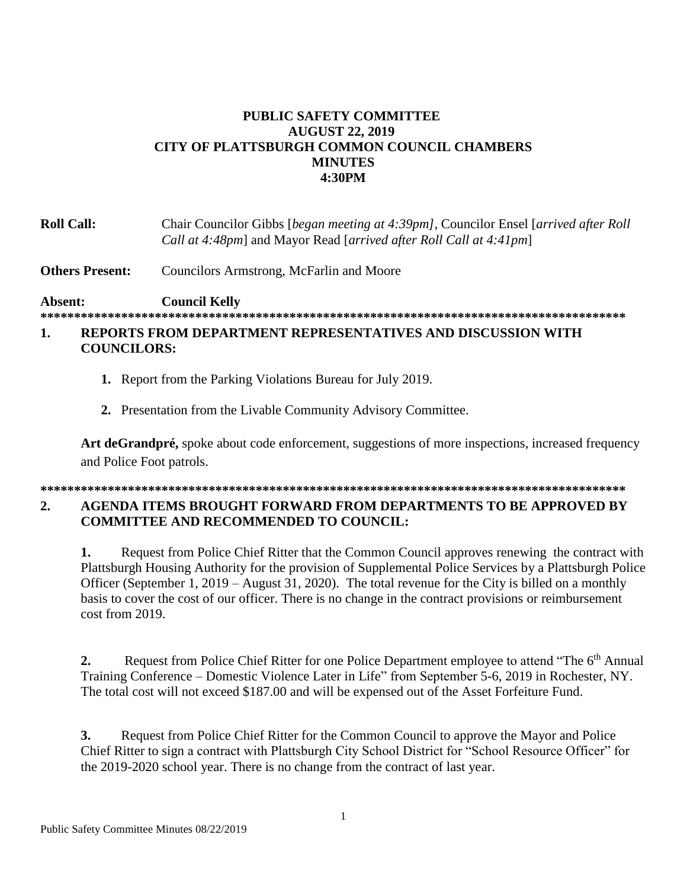**PUBLIC SAFETY COMMITTEE**
**AUGUST 22, 2019**
**CITY OF PLATTSBURGH COMMON COUNCIL CHAMBERS**
**MINUTES**
**4:30PM**

**Roll Call:** Chair Councilor Gibbs [*began meeting at 4:39pm]*, Councilor Ensel [*arrived after Roll Call at 4:48pm*] and Mayor Read [*arrived after Roll Call at 4:41pm*]

**Others Present:** Councilors Armstrong, McFarlin and Moore

**Absent:** **Council Kelly**

*****************************************************************************************

## 1. REPORTS FROM DEPARTMENT REPRESENTATIVES AND DISCUSSION WITH COUNCILORS:

1. Report from the Parking Violations Bureau for July 2019.
2. Presentation from the Livable Community Advisory Committee.

**Art deGrandpré,** spoke about code enforcement, suggestions of more inspections, increased frequency and Police Foot patrols.

*****************************************************************************************

## 2. AGENDA ITEMS BROUGHT FORWARD FROM DEPARTMENTS TO BE APPROVED BY COMMITTEE AND RECOMMENDED TO COUNCIL:

**1.** Request from Police Chief Ritter that the Common Council approves renewing the contract with Plattsburgh Housing Authority for the provision of Supplemental Police Services by a Plattsburgh Police Officer (September 1, 2019 – August 31, 2020). The total revenue for the City is billed on a monthly basis to cover the cost of our officer. There is no change in the contract provisions or reimbursement cost from 2019.

**2.** Request from Police Chief Ritter for one Police Department employee to attend "The 6th Annual Training Conference – Domestic Violence Later in Life" from September 5-6, 2019 in Rochester, NY. The total cost will not exceed $187.00 and will be expensed out of the Asset Forfeiture Fund.

**3.** Request from Police Chief Ritter for the Common Council to approve the Mayor and Police Chief Ritter to sign a contract with Plattsburgh City School District for "School Resource Officer" for the 2019-2020 school year. There is no change from the contract of last year.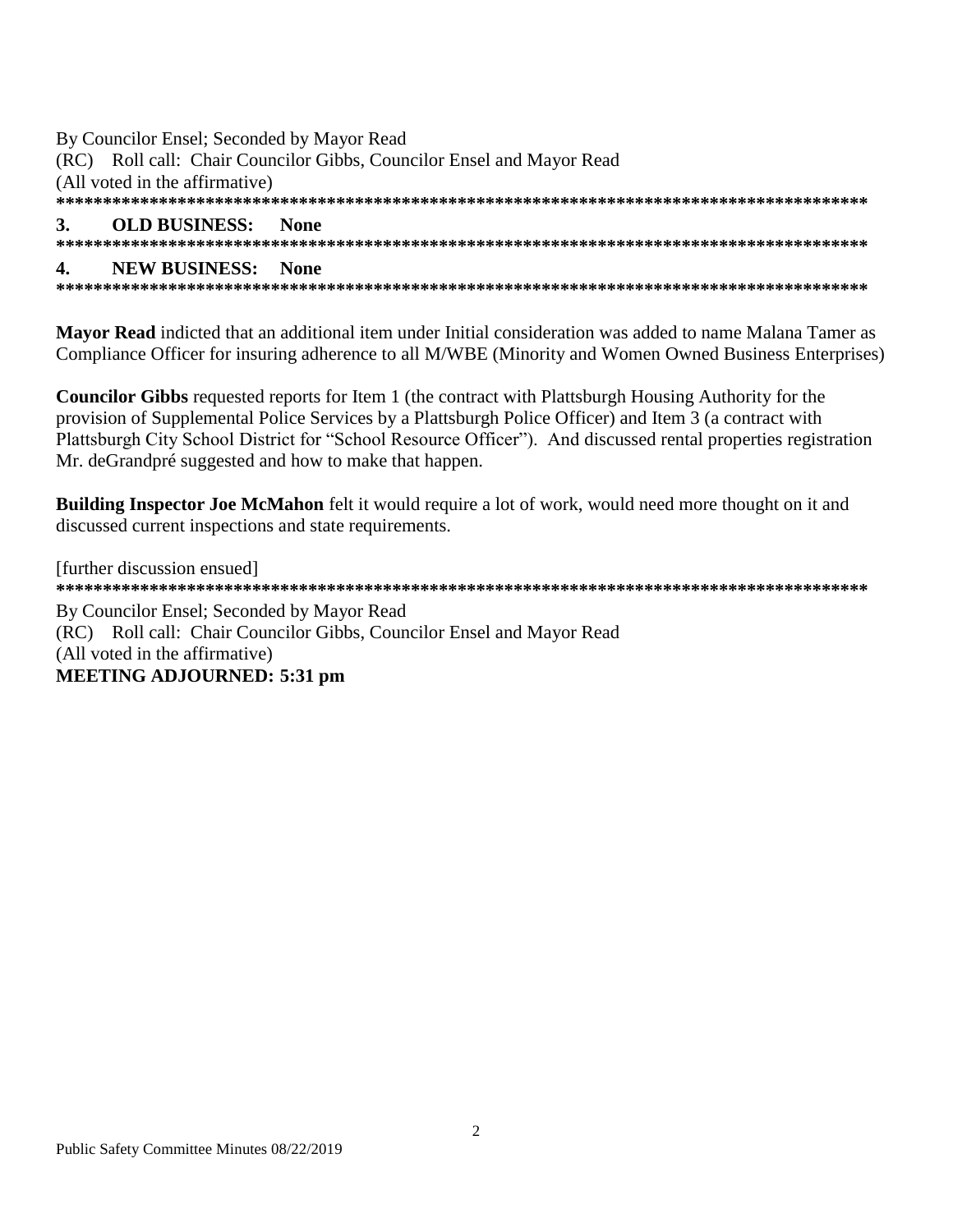By Councilor Ensel; Seconded by Mayor Read
(RC) Roll call: Chair Councilor Gibbs, Councilor Ensel and Mayor Read
(All voted in the affirmative)

******************************************************************************************

**3. OLD BUSINESS: None**

******************************************************************************************

**4. NEW BUSINESS: None**

******************************************************************************************

**Mayor Read** indicted that an additional item under Initial consideration was added to name Malana Tamer as Compliance Officer for insuring adherence to all M/WBE (Minority and Women Owned Business Enterprises)

**Councilor Gibbs** requested reports for Item 1 (the contract with Plattsburgh Housing Authority for the provision of Supplemental Police Services by a Plattsburgh Police Officer) and Item 3 (a contract with Plattsburgh City School District for "School Resource Officer"). And discussed rental properties registration Mr. deGrandpré suggested and how to make that happen.

**Building Inspector Joe McMahon** felt it would require a lot of work, would need more thought on it and discussed current inspections and state requirements.

[further discussion ensued]

******************************************************************************************

By Councilor Ensel; Seconded by Mayor Read
(RC) Roll call: Chair Councilor Gibbs, Councilor Ensel and Mayor Read
(All voted in the affirmative)
**MEETING ADJOURNED: 5:31 pm**